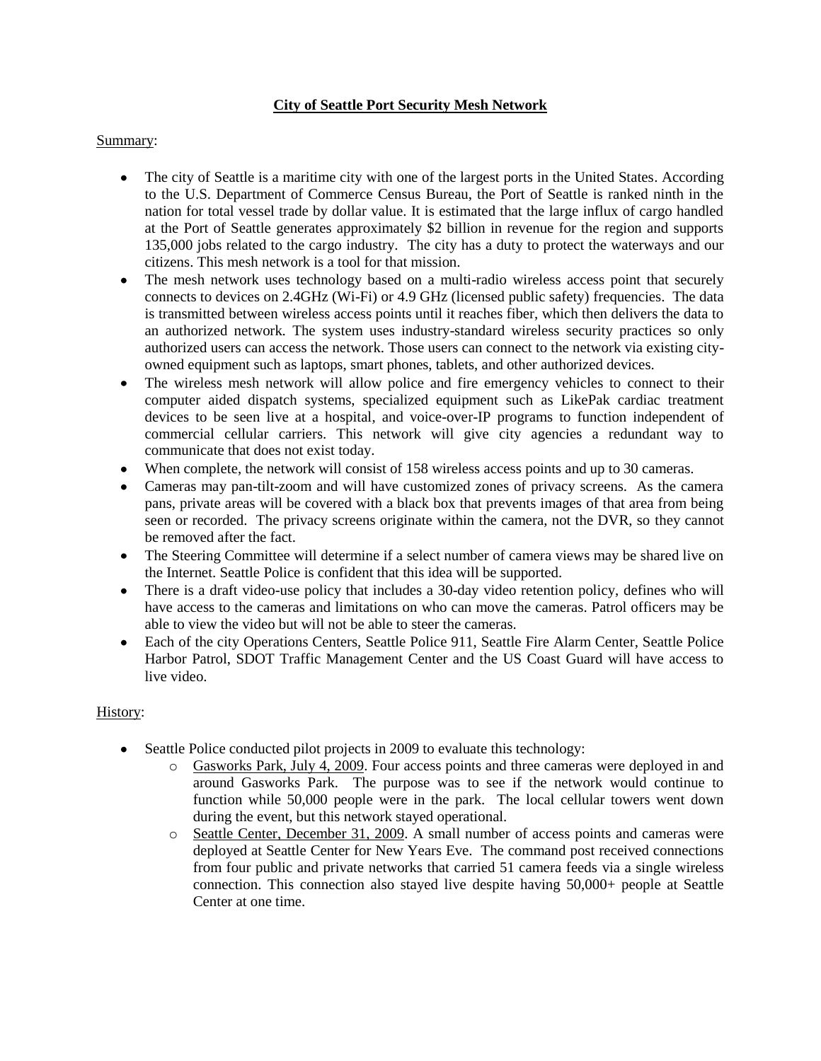# City of Seattle Port Security Mesh Network

## Summary:

- The city of Seattle is a maritime city with one of the largest ports in the United States. According to the U.S. Department of Commerce Census Bureau, the Port of Seattle is ranked ninth in the nation for total vessel trade by dollar value. It is estimated that the large influx of cargo handled at the Port of Seattle generates approximately $2 billion in revenue for the region and supports 135,000 jobs related to the cargo industry. The city has a duty to protect the waterways and our citizens. This mesh network is a tool for that mission.
- The mesh network uses technology based on a multi-radio wireless access point that securely connects to devices on 2.4GHz (Wi-Fi) or 4.9 GHz (licensed public safety) frequencies. The data is transmitted between wireless access points until it reaches fiber, which then delivers the data to an authorized network. The system uses industry-standard wireless security practices so only authorized users can access the network. Those users can connect to the network via existing city-owned equipment such as laptops, smart phones, tablets, and other authorized devices.
- The wireless mesh network will allow police and fire emergency vehicles to connect to their computer aided dispatch systems, specialized equipment such as LikePak cardiac treatment devices to be seen live at a hospital, and voice-over-IP programs to function independent of commercial cellular carriers. This network will give city agencies a redundant way to communicate that does not exist today.
- When complete, the network will consist of 158 wireless access points and up to 30 cameras.
- Cameras may pan-tilt-zoom and will have customized zones of privacy screens. As the camera pans, private areas will be covered with a black box that prevents images of that area from being seen or recorded. The privacy screens originate within the camera, not the DVR, so they cannot be removed after the fact.
- The Steering Committee will determine if a select number of camera views may be shared live on the Internet. Seattle Police is confident that this idea will be supported.
- There is a draft video-use policy that includes a 30-day video retention policy, defines who will have access to the cameras and limitations on who can move the cameras. Patrol officers may be able to view the video but will not be able to steer the cameras.
- Each of the city Operations Centers, Seattle Police 911, Seattle Fire Alarm Center, Seattle Police Harbor Patrol, SDOT Traffic Management Center and the US Coast Guard will have access to live video.

## History:

- Seattle Police conducted pilot projects in 2009 to evaluate this technology:
  - Gasworks Park, July 4, 2009. Four access points and three cameras were deployed in and around Gasworks Park. The purpose was to see if the network would continue to function while 50,000 people were in the park. The local cellular towers went down during the event, but this network stayed operational.
  - Seattle Center, December 31, 2009. A small number of access points and cameras were deployed at Seattle Center for New Years Eve. The command post received connections from four public and private networks that carried 51 camera feeds via a single wireless connection. This connection also stayed live despite having 50,000+ people at Seattle Center at one time.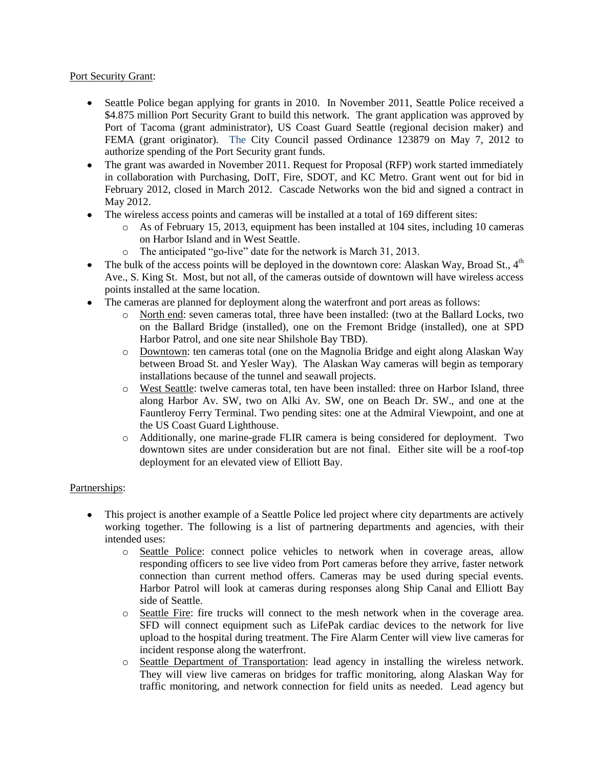Port Security Grant:

- Seattle Police began applying for grants in 2010. In November 2011, Seattle Police received a \$4.875 million Port Security Grant to build this network. The grant application was approved by Port of Tacoma (grant administrator), US Coast Guard Seattle (regional decision maker) and FEMA (grant originator). The City Council passed Ordinance 123879 on May 7, 2012 to authorize spending of the Port Security grant funds.
- The grant was awarded in November 2011. Request for Proposal (RFP) work started immediately in collaboration with Purchasing, DoIT, Fire, SDOT, and KC Metro. Grant went out for bid in February 2012, closed in March 2012. Cascade Networks won the bid and signed a contract in May 2012.
- The wireless access points and cameras will be installed at a total of 169 different sites:
  - As of February 15, 2013, equipment has been installed at 104 sites, including 10 cameras on Harbor Island and in West Seattle.
  - The anticipated "go-live" date for the network is March 31, 2013.
- The bulk of the access points will be deployed in the downtown core: Alaskan Way, Broad St., 4th Ave., S. King St. Most, but not all, of the cameras outside of downtown will have wireless access points installed at the same location.
- The cameras are planned for deployment along the waterfront and port areas as follows:
  - North end: seven cameras total, three have been installed: (two at the Ballard Locks, two on the Ballard Bridge (installed), one on the Fremont Bridge (installed), one at SPD Harbor Patrol, and one site near Shilshole Bay TBD).
  - Downtown: ten cameras total (one on the Magnolia Bridge and eight along Alaskan Way between Broad St. and Yesler Way). The Alaskan Way cameras will begin as temporary installations because of the tunnel and seawall projects.
  - West Seattle: twelve cameras total, ten have been installed: three on Harbor Island, three along Harbor Av. SW, two on Alki Av. SW, one on Beach Dr. SW., and one at the Fauntleroy Ferry Terminal. Two pending sites: one at the Admiral Viewpoint, and one at the US Coast Guard Lighthouse.
  - Additionally, one marine-grade FLIR camera is being considered for deployment. Two downtown sites are under consideration but are not final. Either site will be a roof-top deployment for an elevated view of Elliott Bay.

Partnerships:

- This project is another example of a Seattle Police led project where city departments are actively working together. The following is a list of partnering departments and agencies, with their intended uses:
  - Seattle Police: connect police vehicles to network when in coverage areas, allow responding officers to see live video from Port cameras before they arrive, faster network connection than current method offers. Cameras may be used during special events. Harbor Patrol will look at cameras during responses along Ship Canal and Elliott Bay side of Seattle.
  - Seattle Fire: fire trucks will connect to the mesh network when in the coverage area. SFD will connect equipment such as LifePak cardiac devices to the network for live upload to the hospital during treatment. The Fire Alarm Center will view live cameras for incident response along the waterfront.
  - Seattle Department of Transportation: lead agency in installing the wireless network. They will view live cameras on bridges for traffic monitoring, along Alaskan Way for traffic monitoring, and network connection for field units as needed. Lead agency but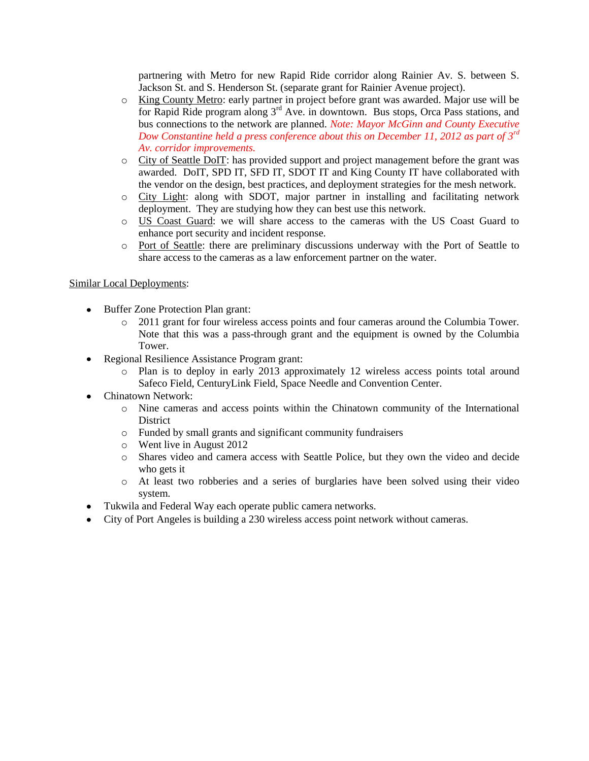partnering with Metro for new Rapid Ride corridor along Rainier Av. S. between S. Jackson St. and S. Henderson St. (separate grant for Rainier Avenue project).

- King County Metro: early partner in project before grant was awarded. Major use will be for Rapid Ride program along 3rd Ave. in downtown. Bus stops, Orca Pass stations, and bus connections to the network are planned. *Note: Mayor McGinn and County Executive Dow Constantine held a press conference about this on December 11, 2012 as part of 3rd Av. corridor improvements.*
- City of Seattle DoIT: has provided support and project management before the grant was awarded. DoIT, SPD IT, SFD IT, SDOT IT and King County IT have collaborated with the vendor on the design, best practices, and deployment strategies for the mesh network.
- City Light: along with SDOT, major partner in installing and facilitating network deployment. They are studying how they can best use this network.
- US Coast Guard: we will share access to the cameras with the US Coast Guard to enhance port security and incident response.
- Port of Seattle: there are preliminary discussions underway with the Port of Seattle to share access to the cameras as a law enforcement partner on the water.

Similar Local Deployments:

- Buffer Zone Protection Plan grant:
  - 2011 grant for four wireless access points and four cameras around the Columbia Tower. Note that this was a pass-through grant and the equipment is owned by the Columbia Tower.
- Regional Resilience Assistance Program grant:
  - Plan is to deploy in early 2013 approximately 12 wireless access points total around Safeco Field, CenturyLink Field, Space Needle and Convention Center.
- Chinatown Network:
  - Nine cameras and access points within the Chinatown community of the International District
  - Funded by small grants and significant community fundraisers
  - Went live in August 2012
  - Shares video and camera access with Seattle Police, but they own the video and decide who gets it
  - At least two robberies and a series of burglaries have been solved using their video system.
- Tukwila and Federal Way each operate public camera networks.
- City of Port Angeles is building a 230 wireless access point network without cameras.